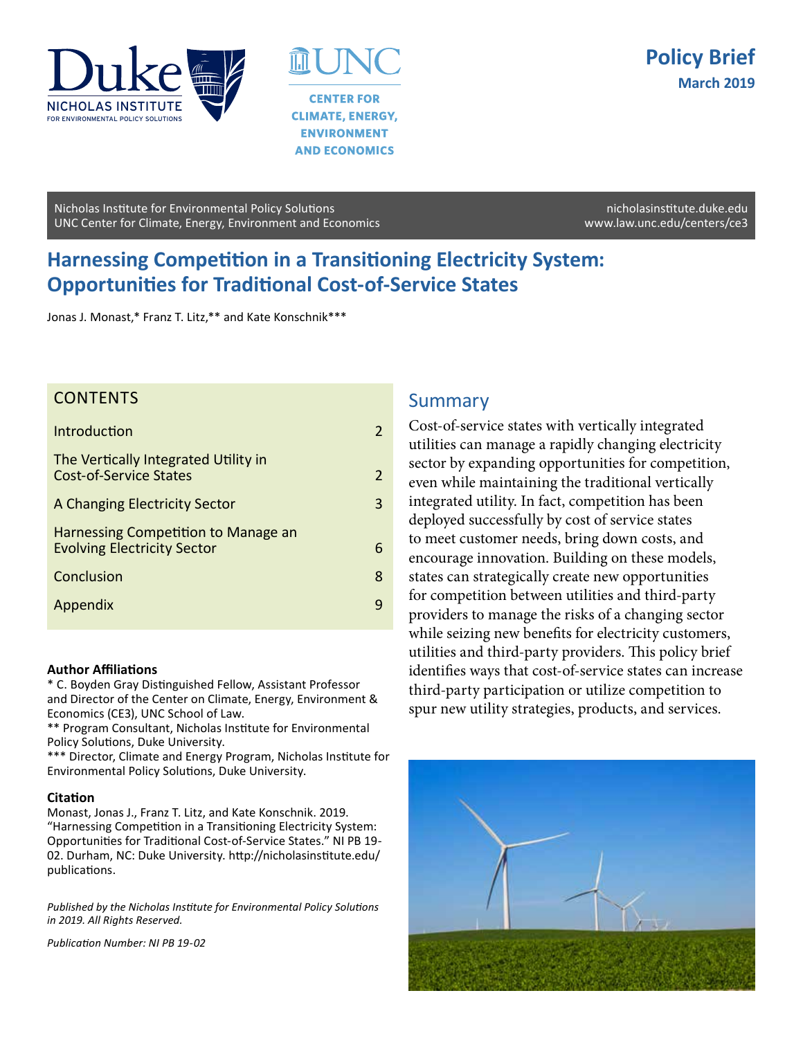Policy Brief
March 2019

Nicholas Institute for Environmental Policy Solutions
UNC Center for Climate, Energy, Environment and Economics

nicholasinstitute.duke.edu
www.law.unc.edu/centers/ce3

# Harnessing Competition in a Transitioning Electricity System: Opportunities for Traditional Cost-of-Service States

Jonas J. Monast,* Franz T. Litz,** and Kate Konschnik***

## CONTENTS

| | |
|---|---|
| Introduction | 2 |
| The Vertically Integrated Utility in Cost-of-Service States | 2 |
| A Changing Electricity Sector | 3 |
| Harnessing Competition to Manage an Evolving Electricity Sector | 6 |
| Conclusion | 8 |
| Appendix | 9 |

**Author Affiliations**

* C. Boyden Gray Distinguished Fellow, Assistant Professor and Director of the Center on Climate, Energy, Environment & Economics (CE3), UNC School of Law.
** Program Consultant, Nicholas Institute for Environmental Policy Solutions, Duke University.
*** Director, Climate and Energy Program, Nicholas Institute for Environmental Policy Solutions, Duke University.

**Citation**

Monast, Jonas J., Franz T. Litz, and Kate Konschnik. 2019. "Harnessing Competition in a Transitioning Electricity System: Opportunities for Traditional Cost-of-Service States." NI PB 19-02. Durham, NC: Duke University. http://nicholasinstitute.edu/publications.

*Published by the Nicholas Institute for Environmental Policy Solutions in 2019. All Rights Reserved.*

*Publication Number: NI PB 19-02*

## Summary

Cost-of-service states with vertically integrated utilities can manage a rapidly changing electricity sector by expanding opportunities for competition, even while maintaining the traditional vertically integrated utility. In fact, competition has been deployed successfully by cost of service states to meet customer needs, bring down costs, and encourage innovation. Building on these models, states can strategically create new opportunities for competition between utilities and third-party providers to manage the risks of a changing sector while seizing new benefits for electricity customers, utilities and third-party providers. This policy brief identifies ways that cost-of-service states can increase third-party participation or utilize competition to spur new utility strategies, products, and services.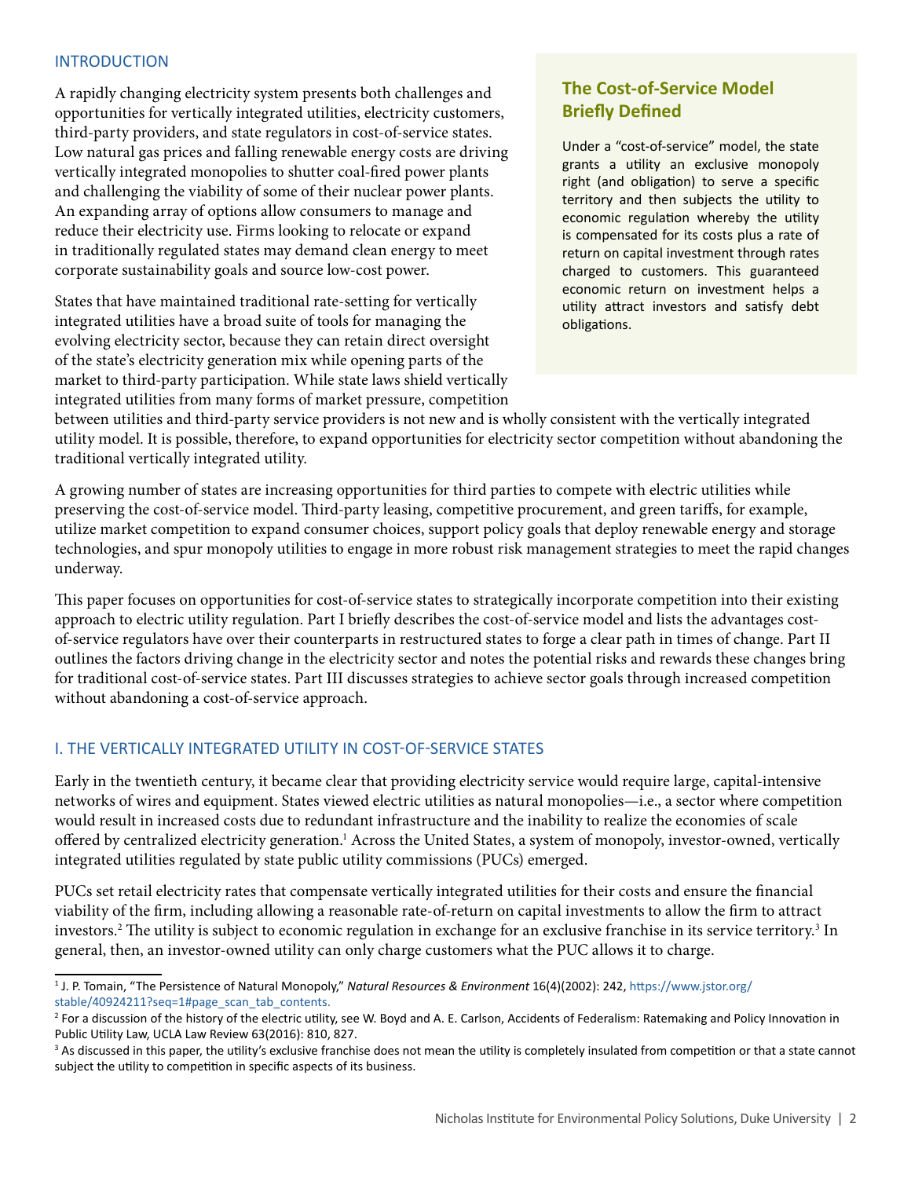## INTRODUCTION

A rapidly changing electricity system presents both challenges and opportunities for vertically integrated utilities, electricity customers, third-party providers, and state regulators in cost-of-service states. Low natural gas prices and falling renewable energy costs are driving vertically integrated monopolies to shutter coal-fired power plants and challenging the viability of some of their nuclear power plants. An expanding array of options allow consumers to manage and reduce their electricity use. Firms looking to relocate or expand in traditionally regulated states may demand clean energy to meet corporate sustainability goals and source low-cost power.

States that have maintained traditional rate-setting for vertically integrated utilities have a broad suite of tools for managing the evolving electricity sector, because they can retain direct oversight of the state's electricity generation mix while opening parts of the market to third-party participation. While state laws shield vertically integrated utilities from many forms of market pressure, competition between utilities and third-party service providers is not new and is wholly consistent with the vertically integrated utility model. It is possible, therefore, to expand opportunities for electricity sector competition without abandoning the traditional vertically integrated utility.

> **The Cost-of-Service Model Briefly Defined**
>
> Under a "cost-of-service" model, the state grants a utility an exclusive monopoly right (and obligation) to serve a specific territory and then subjects the utility to economic regulation whereby the utility is compensated for its costs plus a rate of return on capital investment through rates charged to customers. This guaranteed economic return on investment helps a utility attract investors and satisfy debt obligations.

A growing number of states are increasing opportunities for third parties to compete with electric utilities while preserving the cost-of-service model. Third-party leasing, competitive procurement, and green tariffs, for example, utilize market competition to expand consumer choices, support policy goals that deploy renewable energy and storage technologies, and spur monopoly utilities to engage in more robust risk management strategies to meet the rapid changes underway.

This paper focuses on opportunities for cost-of-service states to strategically incorporate competition into their existing approach to electric utility regulation. Part I briefly describes the cost-of-service model and lists the advantages cost-of-service regulators have over their counterparts in restructured states to forge a clear path in times of change. Part II outlines the factors driving change in the electricity sector and notes the potential risks and rewards these changes bring for traditional cost-of-service states. Part III discusses strategies to achieve sector goals through increased competition without abandoning a cost-of-service approach.

## I. THE VERTICALLY INTEGRATED UTILITY IN COST-OF-SERVICE STATES

Early in the twentieth century, it became clear that providing electricity service would require large, capital-intensive networks of wires and equipment. States viewed electric utilities as natural monopolies—i.e., a sector where competition would result in increased costs due to redundant infrastructure and the inability to realize the economies of scale offered by centralized electricity generation.[1] Across the United States, a system of monopoly, investor-owned, vertically integrated utilities regulated by state public utility commissions (PUCs) emerged.

PUCs set retail electricity rates that compensate vertically integrated utilities for their costs and ensure the financial viability of the firm, including allowing a reasonable rate-of-return on capital investments to allow the firm to attract investors.[2] The utility is subject to economic regulation in exchange for an exclusive franchise in its service territory.[3] In general, then, an investor-owned utility can only charge customers what the PUC allows it to charge.

---

[1] J. P. Tomain, "The Persistence of Natural Monopoly," *Natural Resources & Environment* 16(4)(2002): 242, https://www.jstor.org/stable/40924211?seq=1#page_scan_tab_contents.

[2] For a discussion of the history of the electric utility, see W. Boyd and A. E. Carlson, Accidents of Federalism: Ratemaking and Policy Innovation in Public Utility Law, UCLA Law Review 63(2016): 810, 827.

[3] As discussed in this paper, the utility's exclusive franchise does not mean the utility is completely insulated from competition or that a state cannot subject the utility to competition in specific aspects of its business.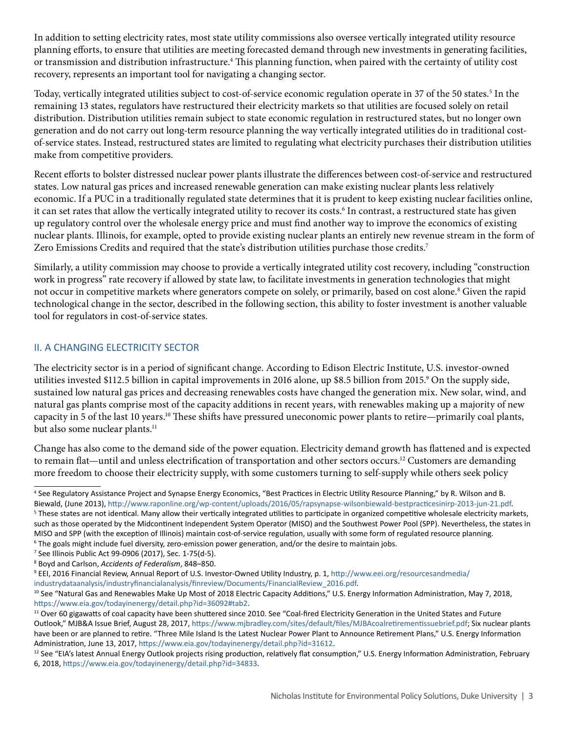In addition to setting electricity rates, most state utility commissions also oversee vertically integrated utility resource planning efforts, to ensure that utilities are meeting forecasted demand through new investments in generating facilities, or transmission and distribution infrastructure.[4] This planning function, when paired with the certainty of utility cost recovery, represents an important tool for navigating a changing sector.

Today, vertically integrated utilities subject to cost-of-service economic regulation operate in 37 of the 50 states.[5] In the remaining 13 states, regulators have restructured their electricity markets so that utilities are focused solely on retail distribution. Distribution utilities remain subject to state economic regulation in restructured states, but no longer own generation and do not carry out long-term resource planning the way vertically integrated utilities do in traditional cost-of-service states. Instead, restructured states are limited to regulating what electricity purchases their distribution utilities make from competitive providers.

Recent efforts to bolster distressed nuclear power plants illustrate the differences between cost-of-service and restructured states. Low natural gas prices and increased renewable generation can make existing nuclear plants less relatively economic. If a PUC in a traditionally regulated state determines that it is prudent to keep existing nuclear facilities online, it can set rates that allow the vertically integrated utility to recover its costs.[6] In contrast, a restructured state has given up regulatory control over the wholesale energy price and must find another way to improve the economics of existing nuclear plants. Illinois, for example, opted to provide existing nuclear plants an entirely new revenue stream in the form of Zero Emissions Credits and required that the state's distribution utilities purchase those credits.[7]

Similarly, a utility commission may choose to provide a vertically integrated utility cost recovery, including "construction work in progress" rate recovery if allowed by state law, to facilitate investments in generation technologies that might not occur in competitive markets where generators compete on solely, or primarily, based on cost alone.[8] Given the rapid technological change in the sector, described in the following section, this ability to foster investment is another valuable tool for regulators in cost-of-service states.

## II. A CHANGING ELECTRICITY SECTOR

The electricity sector is in a period of significant change. According to Edison Electric Institute, U.S. investor-owned utilities invested $112.5 billion in capital improvements in 2016 alone, up $8.5 billion from 2015.[9] On the supply side, sustained low natural gas prices and decreasing renewables costs have changed the generation mix. New solar, wind, and natural gas plants comprise most of the capacity additions in recent years, with renewables making up a majority of new capacity in 5 of the last 10 years.[10] These shifts have pressured uneconomic power plants to retire—primarily coal plants, but also some nuclear plants.[11]

Change has also come to the demand side of the power equation. Electricity demand growth has flattened and is expected to remain flat—until and unless electrification of transportation and other sectors occurs.[12] Customers are demanding more freedom to choose their electricity supply, with some customers turning to self-supply while others seek policy

---

[4] See Regulatory Assistance Project and Synapse Energy Economics, "Best Practices in Electric Utility Resource Planning," by R. Wilson and B. Biewald, (June 2013), http://www.raponline.org/wp-content/uploads/2016/05/rapsynapse-wilsonbiewald-bestpracticesinirp-2013-jun-21.pdf.

[5] These states are not identical. Many allow their vertically integrated utilities to participate in organized competitive wholesale electricity markets, such as those operated by the Midcontinent Independent System Operator (MISO) and the Southwest Power Pool (SPP). Nevertheless, the states in MISO and SPP (with the exception of Illinois) maintain cost-of-service regulation, usually with some form of regulated resource planning.

[6] The goals might include fuel diversity, zero-emission power generation, and/or the desire to maintain jobs.

[7] See Illinois Public Act 99-0906 (2017), Sec. 1-75(d-5).

[8] Boyd and Carlson, *Accidents of Federalism*, 848–850.

[9] EEI, 2016 Financial Review, Annual Report of U.S. Investor-Owned Utility Industry, p. 1, http://www.eei.org/resourcesandmedia/industrydataanalysis/industryfinancialanalysis/finreview/Documents/FinancialReview_2016.pdf.

[10] See "Natural Gas and Renewables Make Up Most of 2018 Electric Capacity Additions," U.S. Energy Information Administration, May 7, 2018, https://www.eia.gov/todayinenergy/detail.php?id=36092#tab2.

[11] Over 60 gigawatts of coal capacity have been shuttered since 2010. See "Coal-fired Electricity Generation in the United States and Future Outlook," MJB&A Issue Brief, August 28, 2017, https://www.mjbradley.com/sites/default/files/MJBAcoalretirementissuebrief.pdf; Six nuclear plants have been or are planned to retire. "Three Mile Island Is the Latest Nuclear Power Plant to Announce Retirement Plans," U.S. Energy Information Administration, June 13, 2017, https://www.eia.gov/todayinenergy/detail.php?id=31612.

[12] See "EIA's latest Annual Energy Outlook projects rising production, relatively flat consumption," U.S. Energy Information Administration, February 6, 2018, https://www.eia.gov/todayinenergy/detail.php?id=34833.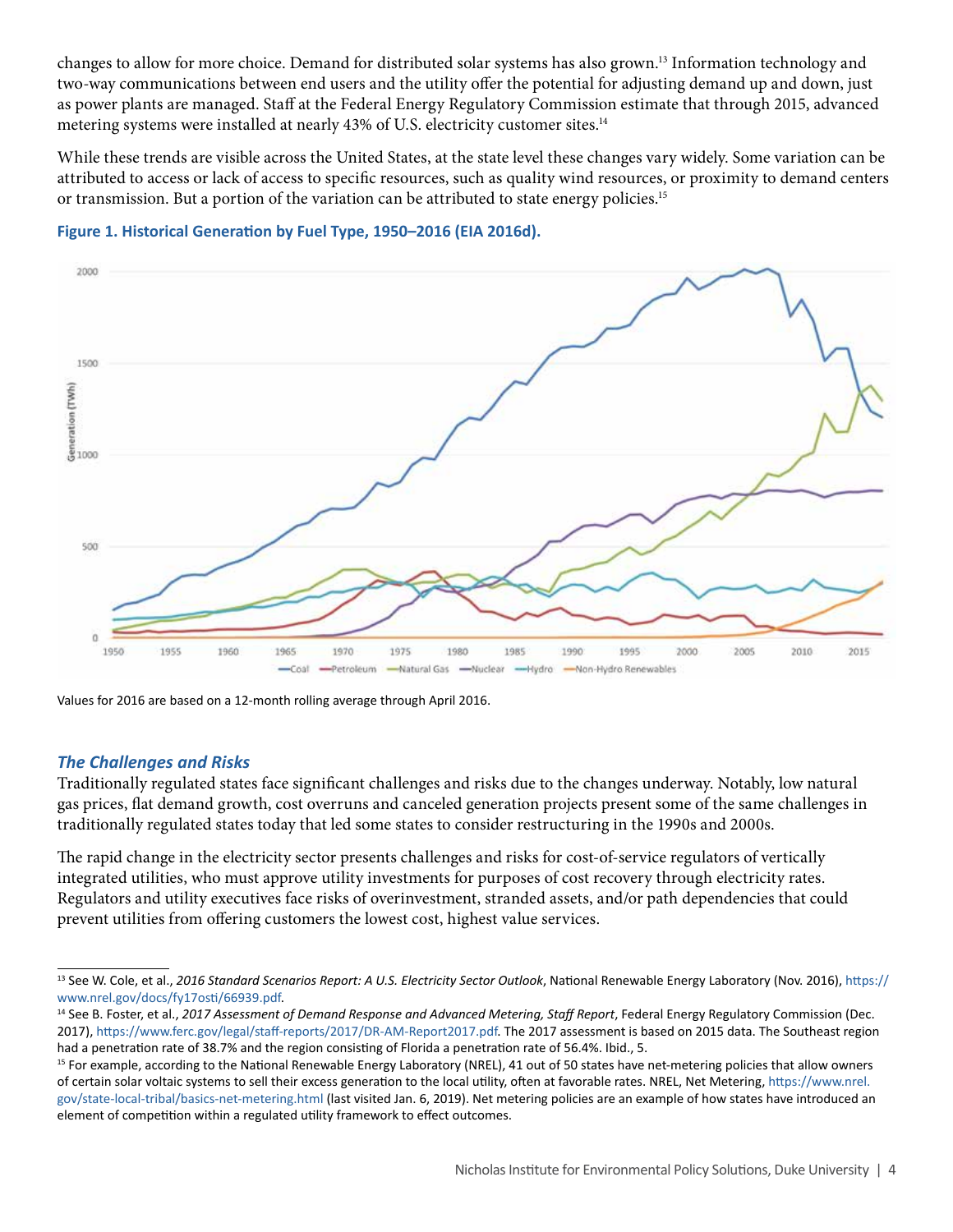changes to allow for more choice. Demand for distributed solar systems has also grown.[13] Information technology and two-way communications between end users and the utility offer the potential for adjusting demand up and down, just as power plants are managed. Staff at the Federal Energy Regulatory Commission estimate that through 2015, advanced metering systems were installed at nearly 43% of U.S. electricity customer sites.[14]

While these trends are visible across the United States, at the state level these changes vary widely. Some variation can be attributed to access or lack of access to specific resources, such as quality wind resources, or proximity to demand centers or transmission. But a portion of the variation can be attributed to state energy policies.[15]

**Figure 1. Historical Generation by Fuel Type, 1950–2016 (EIA 2016d).**

Values for 2016 are based on a 12-month rolling average through April 2016.

### *The Challenges and Risks*

Traditionally regulated states face significant challenges and risks due to the changes underway. Notably, low natural gas prices, flat demand growth, cost overruns and canceled generation projects present some of the same challenges in traditionally regulated states today that led some states to consider restructuring in the 1990s and 2000s.

The rapid change in the electricity sector presents challenges and risks for cost-of-service regulators of vertically integrated utilities, who must approve utility investments for purposes of cost recovery through electricity rates. Regulators and utility executives face risks of overinvestment, stranded assets, and/or path dependencies that could prevent utilities from offering customers the lowest cost, highest value services.

---

[13] See W. Cole, et al., *2016 Standard Scenarios Report: A U.S. Electricity Sector Outlook*, National Renewable Energy Laboratory (Nov. 2016), https://www.nrel.gov/docs/fy17osti/66939.pdf.

[14] See B. Foster, et al., *2017 Assessment of Demand Response and Advanced Metering, Staff Report*, Federal Energy Regulatory Commission (Dec. 2017), https://www.ferc.gov/legal/staff-reports/2017/DR-AM-Report2017.pdf. The 2017 assessment is based on 2015 data. The Southeast region had a penetration rate of 38.7% and the region consisting of Florida a penetration rate of 56.4%. Ibid., 5.

[15] For example, according to the National Renewable Energy Laboratory (NREL), 41 out of 50 states have net-metering policies that allow owners of certain solar voltaic systems to sell their excess generation to the local utility, often at favorable rates. NREL, Net Metering, https://www.nrel.gov/state-local-tribal/basics-net-metering.html (last visited Jan. 6, 2019). Net metering policies are an example of how states have introduced an element of competition within a regulated utility framework to effect outcomes.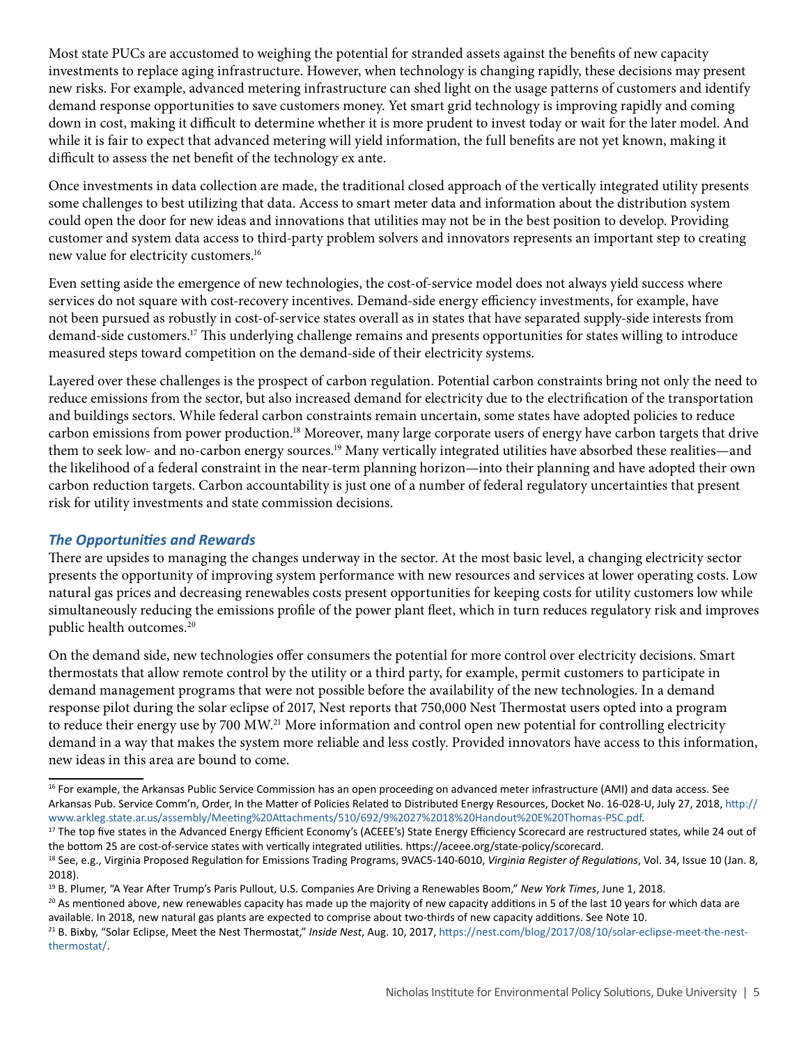Most state PUCs are accustomed to weighing the potential for stranded assets against the benefits of new capacity investments to replace aging infrastructure. However, when technology is changing rapidly, these decisions may present new risks. For example, advanced metering infrastructure can shed light on the usage patterns of customers and identify demand response opportunities to save customers money. Yet smart grid technology is improving rapidly and coming down in cost, making it difficult to determine whether it is more prudent to invest today or wait for the later model. And while it is fair to expect that advanced metering will yield information, the full benefits are not yet known, making it difficult to assess the net benefit of the technology ex ante.

Once investments in data collection are made, the traditional closed approach of the vertically integrated utility presents some challenges to best utilizing that data. Access to smart meter data and information about the distribution system could open the door for new ideas and innovations that utilities may not be in the best position to develop. Providing customer and system data access to third-party problem solvers and innovators represents an important step to creating new value for electricity customers.[16]

Even setting aside the emergence of new technologies, the cost-of-service model does not always yield success where services do not square with cost-recovery incentives. Demand-side energy efficiency investments, for example, have not been pursued as robustly in cost-of-service states overall as in states that have separated supply-side interests from demand-side customers.[17] This underlying challenge remains and presents opportunities for states willing to introduce measured steps toward competition on the demand-side of their electricity systems.

Layered over these challenges is the prospect of carbon regulation. Potential carbon constraints bring not only the need to reduce emissions from the sector, but also increased demand for electricity due to the electrification of the transportation and buildings sectors. While federal carbon constraints remain uncertain, some states have adopted policies to reduce carbon emissions from power production.[18] Moreover, many large corporate users of energy have carbon targets that drive them to seek low- and no-carbon energy sources.[19] Many vertically integrated utilities have absorbed these realities—and the likelihood of a federal constraint in the near-term planning horizon—into their planning and have adopted their own carbon reduction targets. Carbon accountability is just one of a number of federal regulatory uncertainties that present risk for utility investments and state commission decisions.

### *The Opportunities and Rewards*

There are upsides to managing the changes underway in the sector. At the most basic level, a changing electricity sector presents the opportunity of improving system performance with new resources and services at lower operating costs. Low natural gas prices and decreasing renewables costs present opportunities for keeping costs for utility customers low while simultaneously reducing the emissions profile of the power plant fleet, which in turn reduces regulatory risk and improves public health outcomes.[20]

On the demand side, new technologies offer consumers the potential for more control over electricity decisions. Smart thermostats that allow remote control by the utility or a third party, for example, permit customers to participate in demand management programs that were not possible before the availability of the new technologies. In a demand response pilot during the solar eclipse of 2017, Nest reports that 750,000 Nest Thermostat users opted into a program to reduce their energy use by 700 MW.[21] More information and control open new potential for controlling electricity demand in a way that makes the system more reliable and less costly. Provided innovators have access to this information, new ideas in this area are bound to come.

---

[16] For example, the Arkansas Public Service Commission has an open proceeding on advanced meter infrastructure (AMI) and data access. See Arkansas Pub. Service Comm'n, Order, In the Matter of Policies Related to Distributed Energy Resources, Docket No. 16-028-U, July 27, 2018, http://www.arkleg.state.ar.us/assembly/Meeting%20Attachments/510/692/9%2027%2018%20Handout%20E%20Thomas-PSC.pdf.

[17] The top five states in the Advanced Energy Efficient Economy's (ACEEE's) State Energy Efficiency Scorecard are restructured states, while 24 out of the bottom 25 are cost-of-service states with vertically integrated utilities. https://aceee.org/state-policy/scorecard.

[18] See, e.g., Virginia Proposed Regulation for Emissions Trading Programs, 9VAC5-140-6010, *Virginia Register of Regulations*, Vol. 34, Issue 10 (Jan. 8, 2018).

[19] B. Plumer, "A Year After Trump's Paris Pullout, U.S. Companies Are Driving a Renewables Boom," *New York Times*, June 1, 2018.

[20] As mentioned above, new renewables capacity has made up the majority of new capacity additions in 5 of the last 10 years for which data are available. In 2018, new natural gas plants are expected to comprise about two-thirds of new capacity additions. See Note 10.

[21] B. Bixby, "Solar Eclipse, Meet the Nest Thermostat," *Inside Nest*, Aug. 10, 2017, https://nest.com/blog/2017/08/10/solar-eclipse-meet-the-nest-thermostat/.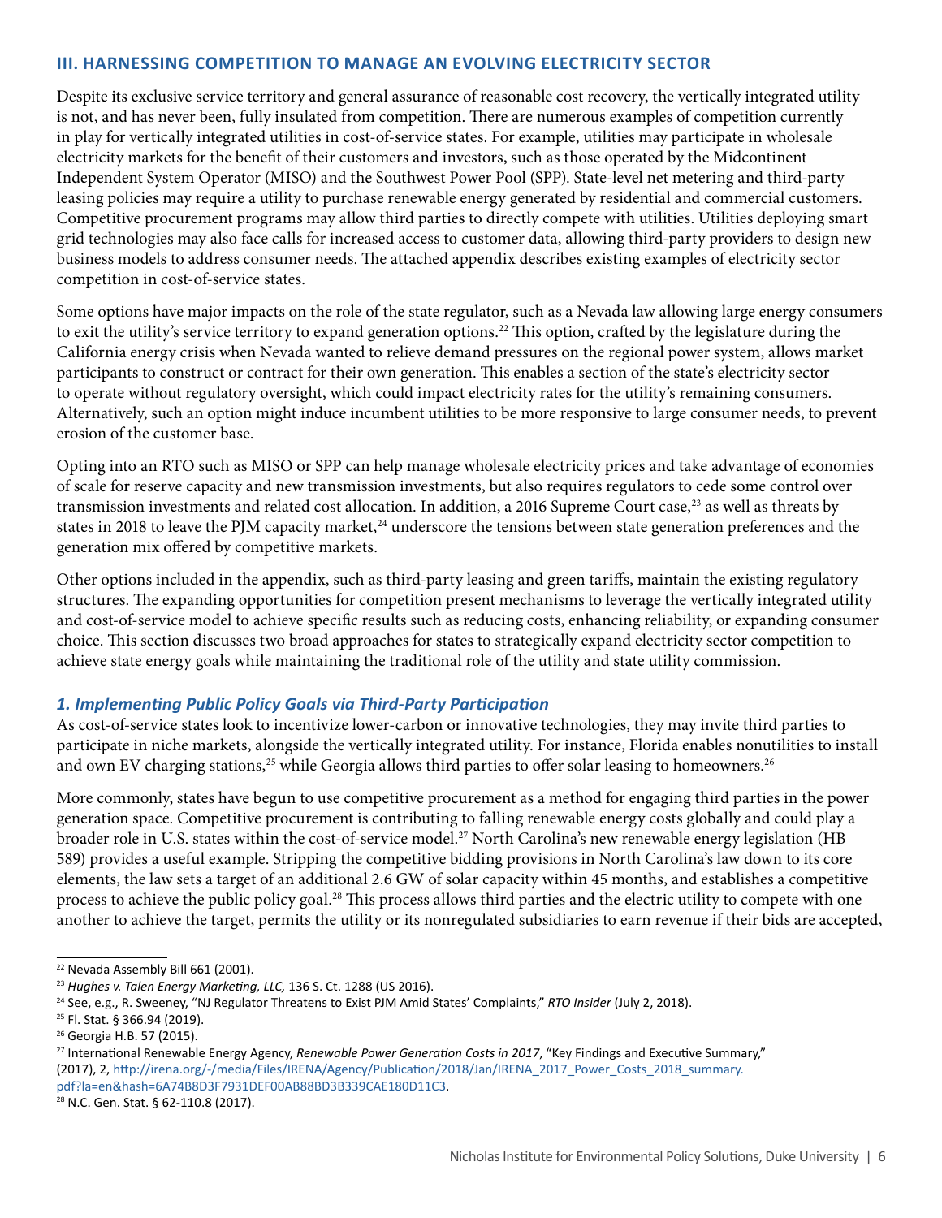## III. HARNESSING COMPETITION TO MANAGE AN EVOLVING ELECTRICITY SECTOR

Despite its exclusive service territory and general assurance of reasonable cost recovery, the vertically integrated utility is not, and has never been, fully insulated from competition. There are numerous examples of competition currently in play for vertically integrated utilities in cost-of-service states. For example, utilities may participate in wholesale electricity markets for the benefit of their customers and investors, such as those operated by the Midcontinent Independent System Operator (MISO) and the Southwest Power Pool (SPP). State-level net metering and third-party leasing policies may require a utility to purchase renewable energy generated by residential and commercial customers. Competitive procurement programs may allow third parties to directly compete with utilities. Utilities deploying smart grid technologies may also face calls for increased access to customer data, allowing third-party providers to design new business models to address consumer needs. The attached appendix describes existing examples of electricity sector competition in cost-of-service states.

Some options have major impacts on the role of the state regulator, such as a Nevada law allowing large energy consumers to exit the utility's service territory to expand generation options.[22] This option, crafted by the legislature during the California energy crisis when Nevada wanted to relieve demand pressures on the regional power system, allows market participants to construct or contract for their own generation. This enables a section of the state's electricity sector to operate without regulatory oversight, which could impact electricity rates for the utility's remaining consumers. Alternatively, such an option might induce incumbent utilities to be more responsive to large consumer needs, to prevent erosion of the customer base.

Opting into an RTO such as MISO or SPP can help manage wholesale electricity prices and take advantage of economies of scale for reserve capacity and new transmission investments, but also requires regulators to cede some control over transmission investments and related cost allocation. In addition, a 2016 Supreme Court case,[23] as well as threats by states in 2018 to leave the PJM capacity market,[24] underscore the tensions between state generation preferences and the generation mix offered by competitive markets.

Other options included in the appendix, such as third-party leasing and green tariffs, maintain the existing regulatory structures. The expanding opportunities for competition present mechanisms to leverage the vertically integrated utility and cost-of-service model to achieve specific results such as reducing costs, enhancing reliability, or expanding consumer choice. This section discusses two broad approaches for states to strategically expand electricity sector competition to achieve state energy goals while maintaining the traditional role of the utility and state utility commission.

### *1. Implementing Public Policy Goals via Third-Party Participation*

As cost-of-service states look to incentivize lower-carbon or innovative technologies, they may invite third parties to participate in niche markets, alongside the vertically integrated utility. For instance, Florida enables nonutilities to install and own EV charging stations,[25] while Georgia allows third parties to offer solar leasing to homeowners.[26]

More commonly, states have begun to use competitive procurement as a method for engaging third parties in the power generation space. Competitive procurement is contributing to falling renewable energy costs globally and could play a broader role in U.S. states within the cost-of-service model.[27] North Carolina's new renewable energy legislation (HB 589) provides a useful example. Stripping the competitive bidding provisions in North Carolina's law down to its core elements, the law sets a target of an additional 2.6 GW of solar capacity within 45 months, and establishes a competitive process to achieve the public policy goal.[28] This process allows third parties and the electric utility to compete with one another to achieve the target, permits the utility or its nonregulated subsidiaries to earn revenue if their bids are accepted,

---

[22] Nevada Assembly Bill 661 (2001).

[23] *Hughes v. Talen Energy Marketing, LLC,* 136 S. Ct. 1288 (US 2016).

[24] See, e.g., R. Sweeney, "NJ Regulator Threatens to Exist PJM Amid States' Complaints," *RTO Insider* (July 2, 2018).

[25] Fl. Stat. § 366.94 (2019).

[26] Georgia H.B. 57 (2015).

[27] International Renewable Energy Agency, *Renewable Power Generation Costs in 2017*, "Key Findings and Executive Summary," (2017), 2, http://irena.org/-/media/Files/IRENA/Agency/Publication/2018/Jan/IRENA_2017_Power_Costs_2018_summary.pdf?la=en&hash=6A74B8D3F7931DEF00AB88BD3B339CAE180D11C3.

[28] N.C. Gen. Stat. § 62-110.8 (2017).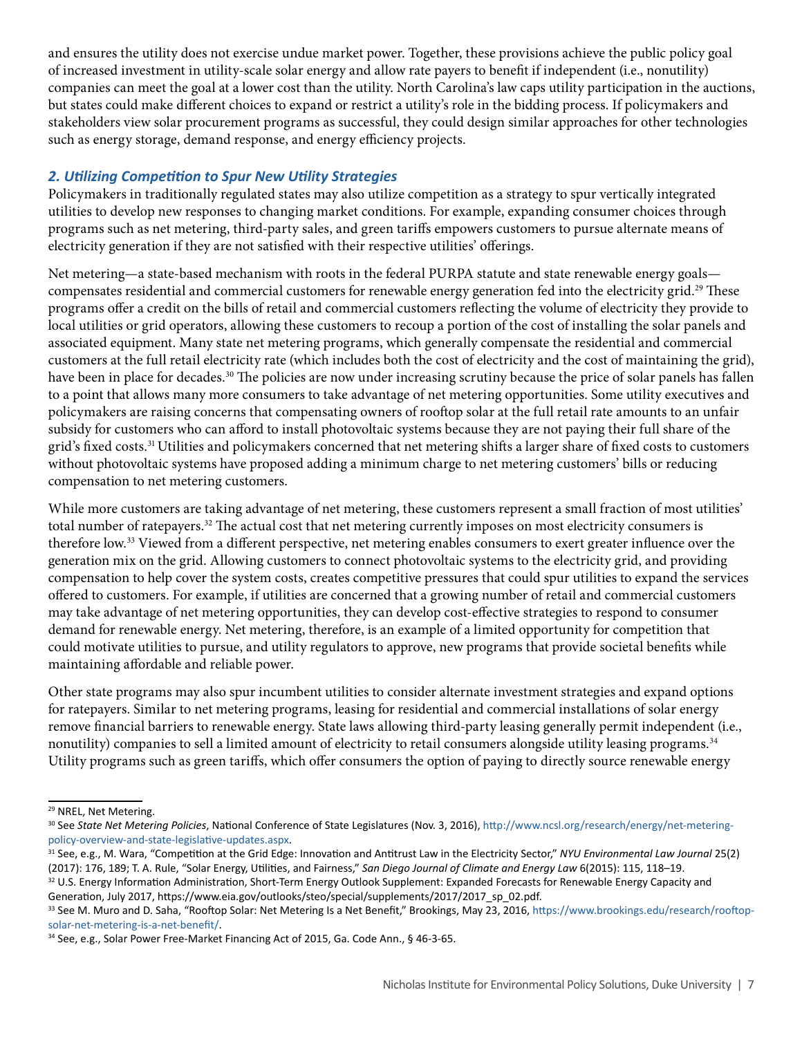and ensures the utility does not exercise undue market power. Together, these provisions achieve the public policy goal of increased investment in utility-scale solar energy and allow rate payers to benefit if independent (i.e., nonutility) companies can meet the goal at a lower cost than the utility. North Carolina's law caps utility participation in the auctions, but states could make different choices to expand or restrict a utility's role in the bidding process. If policymakers and stakeholders view solar procurement programs as successful, they could design similar approaches for other technologies such as energy storage, demand response, and energy efficiency projects.

### *2. Utilizing Competition to Spur New Utility Strategies*

Policymakers in traditionally regulated states may also utilize competition as a strategy to spur vertically integrated utilities to develop new responses to changing market conditions. For example, expanding consumer choices through programs such as net metering, third-party sales, and green tariffs empowers customers to pursue alternate means of electricity generation if they are not satisfied with their respective utilities' offerings.

Net metering—a state-based mechanism with roots in the federal PURPA statute and state renewable energy goals—compensates residential and commercial customers for renewable energy generation fed into the electricity grid.[29] These programs offer a credit on the bills of retail and commercial customers reflecting the volume of electricity they provide to local utilities or grid operators, allowing these customers to recoup a portion of the cost of installing the solar panels and associated equipment. Many state net metering programs, which generally compensate the residential and commercial customers at the full retail electricity rate (which includes both the cost of electricity and the cost of maintaining the grid), have been in place for decades.[30] The policies are now under increasing scrutiny because the price of solar panels has fallen to a point that allows many more consumers to take advantage of net metering opportunities. Some utility executives and policymakers are raising concerns that compensating owners of rooftop solar at the full retail rate amounts to an unfair subsidy for customers who can afford to install photovoltaic systems because they are not paying their full share of the grid's fixed costs.[31] Utilities and policymakers concerned that net metering shifts a larger share of fixed costs to customers without photovoltaic systems have proposed adding a minimum charge to net metering customers' bills or reducing compensation to net metering customers.

While more customers are taking advantage of net metering, these customers represent a small fraction of most utilities' total number of ratepayers.[32] The actual cost that net metering currently imposes on most electricity consumers is therefore low.[33] Viewed from a different perspective, net metering enables consumers to exert greater influence over the generation mix on the grid. Allowing customers to connect photovoltaic systems to the electricity grid, and providing compensation to help cover the system costs, creates competitive pressures that could spur utilities to expand the services offered to customers. For example, if utilities are concerned that a growing number of retail and commercial customers may take advantage of net metering opportunities, they can develop cost-effective strategies to respond to consumer demand for renewable energy. Net metering, therefore, is an example of a limited opportunity for competition that could motivate utilities to pursue, and utility regulators to approve, new programs that provide societal benefits while maintaining affordable and reliable power.

Other state programs may also spur incumbent utilities to consider alternate investment strategies and expand options for ratepayers. Similar to net metering programs, leasing for residential and commercial installations of solar energy remove financial barriers to renewable energy. State laws allowing third-party leasing generally permit independent (i.e., nonutility) companies to sell a limited amount of electricity to retail consumers alongside utility leasing programs.[34] Utility programs such as green tariffs, which offer consumers the option of paying to directly source renewable energy

---

[29] NREL, Net Metering.

[30] See *State Net Metering Policies*, National Conference of State Legislatures (Nov. 3, 2016), http://www.ncsl.org/research/energy/net-metering-policy-overview-and-state-legislative-updates.aspx.

[31] See, e.g., M. Wara, "Competition at the Grid Edge: Innovation and Antitrust Law in the Electricity Sector," *NYU Environmental Law Journal* 25(2) (2017): 176, 189; T. A. Rule, "Solar Energy, Utilities, and Fairness," *San Diego Journal of Climate and Energy Law* 6(2015): 115, 118–19.

[32] U.S. Energy Information Administration, Short-Term Energy Outlook Supplement: Expanded Forecasts for Renewable Energy Capacity and Generation, July 2017, https://www.eia.gov/outlooks/steo/special/supplements/2017/2017_sp_02.pdf.

[33] See M. Muro and D. Saha, "Rooftop Solar: Net Metering Is a Net Benefit," Brookings, May 23, 2016, https://www.brookings.edu/research/rooftop-solar-net-metering-is-a-net-benefit/.

[34] See, e.g., Solar Power Free-Market Financing Act of 2015, Ga. Code Ann., § 46-3-65.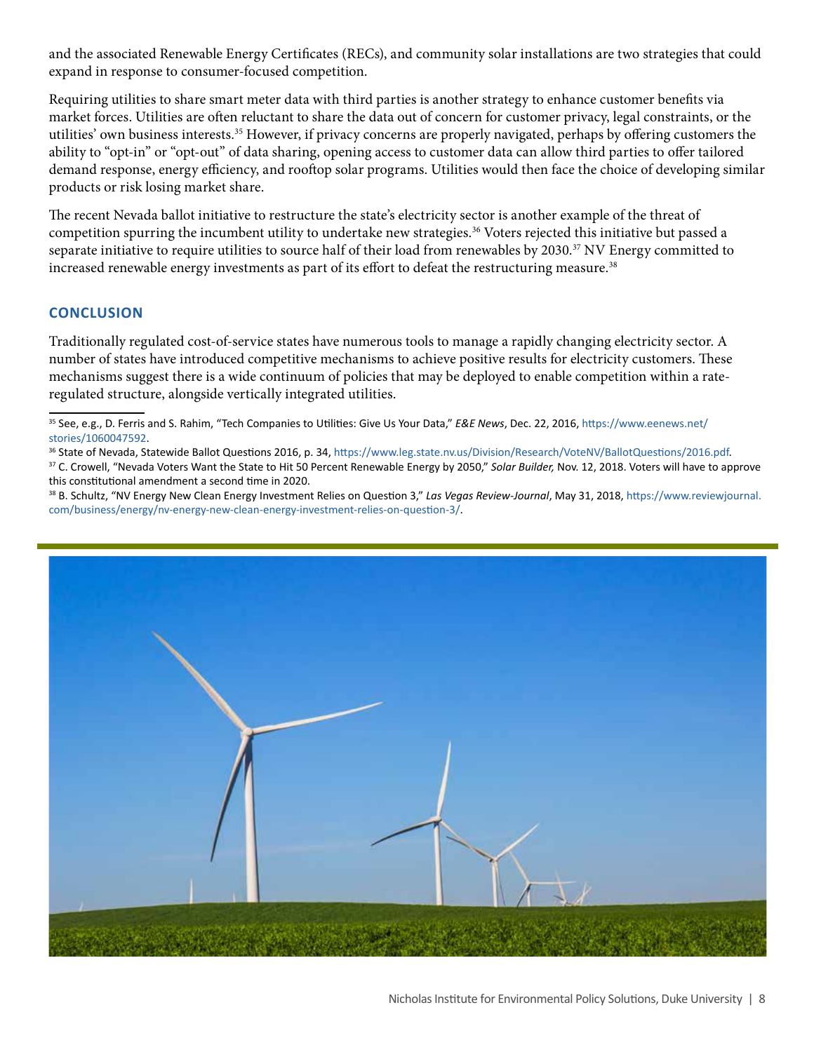and the associated Renewable Energy Certificates (RECs), and community solar installations are two strategies that could expand in response to consumer-focused competition.

Requiring utilities to share smart meter data with third parties is another strategy to enhance customer benefits via market forces. Utilities are often reluctant to share the data out of concern for customer privacy, legal constraints, or the utilities' own business interests.[35] However, if privacy concerns are properly navigated, perhaps by offering customers the ability to "opt-in" or "opt-out" of data sharing, opening access to customer data can allow third parties to offer tailored demand response, energy efficiency, and rooftop solar programs. Utilities would then face the choice of developing similar products or risk losing market share.

The recent Nevada ballot initiative to restructure the state's electricity sector is another example of the threat of competition spurring the incumbent utility to undertake new strategies.[36] Voters rejected this initiative but passed a separate initiative to require utilities to source half of their load from renewables by 2030.[37] NV Energy committed to increased renewable energy investments as part of its effort to defeat the restructuring measure.[38]

## CONCLUSION

Traditionally regulated cost-of-service states have numerous tools to manage a rapidly changing electricity sector. A number of states have introduced competitive mechanisms to achieve positive results for electricity customers. These mechanisms suggest there is a wide continuum of policies that may be deployed to enable competition within a rate-regulated structure, alongside vertically integrated utilities.

---

[35] See, e.g., D. Ferris and S. Rahim, "Tech Companies to Utilities: Give Us Your Data," *E&E News*, Dec. 22, 2016, https://www.eenews.net/stories/1060047592.

[36] State of Nevada, Statewide Ballot Questions 2016, p. 34, https://www.leg.state.nv.us/Division/Research/VoteNV/BallotQuestions/2016.pdf.

[37] C. Crowell, "Nevada Voters Want the State to Hit 50 Percent Renewable Energy by 2050," *Solar Builder,* Nov. 12, 2018. Voters will have to approve this constitutional amendment a second time in 2020.

[38] B. Schultz, "NV Energy New Clean Energy Investment Relies on Question 3," *Las Vegas Review-Journal*, May 31, 2018, https://www.reviewjournal.com/business/energy/nv-energy-new-clean-energy-investment-relies-on-question-3/.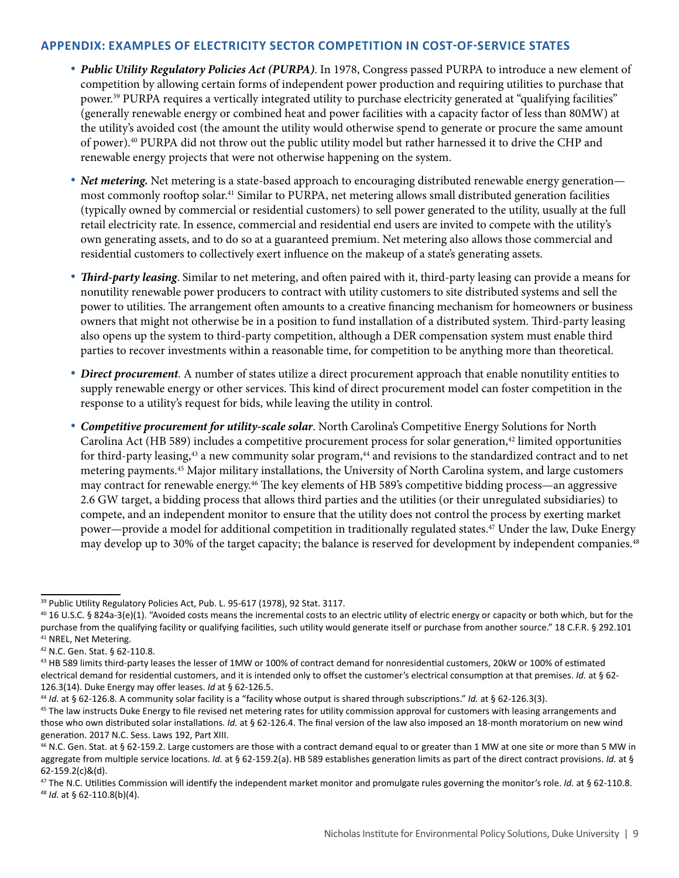## APPENDIX: EXAMPLES OF ELECTRICITY SECTOR COMPETITION IN COST-OF-SERVICE STATES

- ***Public Utility Regulatory Policies Act (PURPA)***. In 1978, Congress passed PURPA to introduce a new element of competition by allowing certain forms of independent power production and requiring utilities to purchase that power.[39] PURPA requires a vertically integrated utility to purchase electricity generated at "qualifying facilities" (generally renewable energy or combined heat and power facilities with a capacity factor of less than 80MW) at the utility's avoided cost (the amount the utility would otherwise spend to generate or procure the same amount of power).[40] PURPA did not throw out the public utility model but rather harnessed it to drive the CHP and renewable energy projects that were not otherwise happening on the system.

- ***Net metering.*** Net metering is a state-based approach to encouraging distributed renewable energy generation—most commonly rooftop solar.[41] Similar to PURPA, net metering allows small distributed generation facilities (typically owned by commercial or residential customers) to sell power generated to the utility, usually at the full retail electricity rate. In essence, commercial and residential end users are invited to compete with the utility's own generating assets, and to do so at a guaranteed premium. Net metering also allows those commercial and residential customers to collectively exert influence on the makeup of a state's generating assets.

- ***Third-party leasing***. Similar to net metering, and often paired with it, third-party leasing can provide a means for nonutility renewable power producers to contract with utility customers to site distributed systems and sell the power to utilities. The arrangement often amounts to a creative financing mechanism for homeowners or business owners that might not otherwise be in a position to fund installation of a distributed system. Third-party leasing also opens up the system to third-party competition, although a DER compensation system must enable third parties to recover investments within a reasonable time, for competition to be anything more than theoretical.

- ***Direct procurement***. A number of states utilize a direct procurement approach that enable nonutility entities to supply renewable energy or other services. This kind of direct procurement model can foster competition in the response to a utility's request for bids, while leaving the utility in control.

- ***Competitive procurement for utility-scale solar***. North Carolina's Competitive Energy Solutions for North Carolina Act (HB 589) includes a competitive procurement process for solar generation,[42] limited opportunities for third-party leasing,[43] a new community solar program,[44] and revisions to the standardized contract and to net metering payments.[45] Major military installations, the University of North Carolina system, and large customers may contract for renewable energy.[46] The key elements of HB 589's competitive bidding process—an aggressive 2.6 GW target, a bidding process that allows third parties and the utilities (or their unregulated subsidiaries) to compete, and an independent monitor to ensure that the utility does not control the process by exerting market power—provide a model for additional competition in traditionally regulated states.[47] Under the law, Duke Energy may develop up to 30% of the target capacity; the balance is reserved for development by independent companies.[48]

---

[39] Public Utility Regulatory Policies Act, Pub. L. 95-617 (1978), 92 Stat. 3117.

[40] 16 U.S.C. § 824a-3(e)(1). "Avoided costs means the incremental costs to an electric utility of electric energy or capacity or both which, but for the purchase from the qualifying facility or qualifying facilities, such utility would generate itself or purchase from another source." 18 C.F.R. § 292.101

[41] NREL, Net Metering.

[42] N.C. Gen. Stat. § 62-110.8.

[43] HB 589 limits third-party leases the lesser of 1MW or 100% of contract demand for nonresidential customers, 20kW or 100% of estimated electrical demand for residential customers, and it is intended only to offset the customer's electrical consumption at that premises. *Id.* at § 62-126.3(14). Duke Energy may offer leases. *Id* at § 62-126.5.

[44] *Id.* at § 62-126.8. A community solar facility is a "facility whose output is shared through subscriptions." *Id.* at § 62-126.3(3).

[45] The law instructs Duke Energy to file revised net metering rates for utility commission approval for customers with leasing arrangements and those who own distributed solar installations. *Id.* at § 62-126.4. The final version of the law also imposed an 18-month moratorium on new wind generation. 2017 N.C. Sess. Laws 192, Part XIII.

[46] N.C. Gen. Stat. at § 62-159.2. Large customers are those with a contract demand equal to or greater than 1 MW at one site or more than 5 MW in aggregate from multiple service locations. *Id.* at § 62-159.2(a). HB 589 establishes generation limits as part of the direct contract provisions. *Id.* at § 62-159.2(c)&(d).

[47] The N.C. Utilities Commission will identify the independent market monitor and promulgate rules governing the monitor's role. *Id.* at § 62-110.8.

[48] *Id.* at § 62-110.8(b)(4).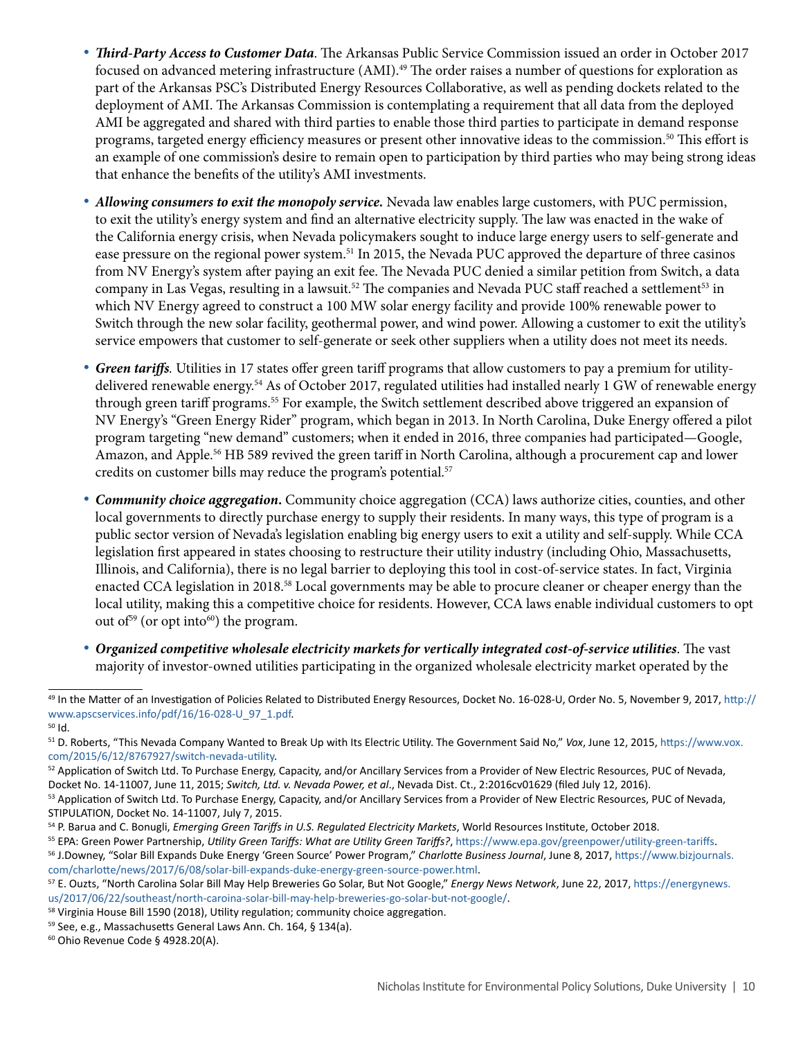- ***Third-Party Access to Customer Data***. The Arkansas Public Service Commission issued an order in October 2017 focused on advanced metering infrastructure (AMI).[49] The order raises a number of questions for exploration as part of the Arkansas PSC's Distributed Energy Resources Collaborative, as well as pending dockets related to the deployment of AMI. The Arkansas Commission is contemplating a requirement that all data from the deployed AMI be aggregated and shared with third parties to enable those third parties to participate in demand response programs, targeted energy efficiency measures or present other innovative ideas to the commission.[50] This effort is an example of one commission's desire to remain open to participation by third parties who may being strong ideas that enhance the benefits of the utility's AMI investments.

- ***Allowing consumers to exit the monopoly service.*** Nevada law enables large customers, with PUC permission, to exit the utility's energy system and find an alternative electricity supply. The law was enacted in the wake of the California energy crisis, when Nevada policymakers sought to induce large energy users to self-generate and ease pressure on the regional power system.[51] In 2015, the Nevada PUC approved the departure of three casinos from NV Energy's system after paying an exit fee. The Nevada PUC denied a similar petition from Switch, a data company in Las Vegas, resulting in a lawsuit.[52] The companies and Nevada PUC staff reached a settlement[53] in which NV Energy agreed to construct a 100 MW solar energy facility and provide 100% renewable power to Switch through the new solar facility, geothermal power, and wind power. Allowing a customer to exit the utility's service empowers that customer to self-generate or seek other suppliers when a utility does not meet its needs.

- ***Green tariffs.*** Utilities in 17 states offer green tariff programs that allow customers to pay a premium for utility-delivered renewable energy.[54] As of October 2017, regulated utilities had installed nearly 1 GW of renewable energy through green tariff programs.[55] For example, the Switch settlement described above triggered an expansion of NV Energy's "Green Energy Rider" program, which began in 2013. In North Carolina, Duke Energy offered a pilot program targeting "new demand" customers; when it ended in 2016, three companies had participated—Google, Amazon, and Apple.[56] HB 589 revived the green tariff in North Carolina, although a procurement cap and lower credits on customer bills may reduce the program's potential.[57]

- ***Community choice aggregation.*** Community choice aggregation (CCA) laws authorize cities, counties, and other local governments to directly purchase energy to supply their residents. In many ways, this type of program is a public sector version of Nevada's legislation enabling big energy users to exit a utility and self-supply. While CCA legislation first appeared in states choosing to restructure their utility industry (including Ohio, Massachusetts, Illinois, and California), there is no legal barrier to deploying this tool in cost-of-service states. In fact, Virginia enacted CCA legislation in 2018.[58] Local governments may be able to procure cleaner or cheaper energy than the local utility, making this a competitive choice for residents. However, CCA laws enable individual customers to opt out of[59] (or opt into[60]) the program.

- ***Organized competitive wholesale electricity markets for vertically integrated cost-of-service utilities***. The vast majority of investor-owned utilities participating in the organized wholesale electricity market operated by the

---

[49] In the Matter of an Investigation of Policies Related to Distributed Energy Resources, Docket No. 16-028-U, Order No. 5, November 9, 2017, http://www.apscservices.info/pdf/16/16-028-U_97_1.pdf.

[50] Id.

[51] D. Roberts, "This Nevada Company Wanted to Break Up with Its Electric Utility. The Government Said No," *Vox*, June 12, 2015, https://www.vox.com/2015/6/12/8767927/switch-nevada-utility.

[52] Application of Switch Ltd. To Purchase Energy, Capacity, and/or Ancillary Services from a Provider of New Electric Resources, PUC of Nevada, Docket No. 14-11007, June 11, 2015; *Switch, Ltd. v. Nevada Power, et al*., Nevada Dist. Ct., 2:2016cv01629 (filed July 12, 2016).

[53] Application of Switch Ltd. To Purchase Energy, Capacity, and/or Ancillary Services from a Provider of New Electric Resources, PUC of Nevada, STIPULATION, Docket No. 14-11007, July 7, 2015.

[54] P. Barua and C. Bonugli, *Emerging Green Tariffs in U.S. Regulated Electricity Markets*, World Resources Institute, October 2018.

[55] EPA: Green Power Partnership, *Utility Green Tariffs: What are Utility Green Tariffs?*, https://www.epa.gov/greenpower/utility-green-tariffs.

[56] J.Downey, "Solar Bill Expands Duke Energy 'Green Source' Power Program," *Charlotte Business Journal*, June 8, 2017, https://www.bizjournals.com/charlotte/news/2017/6/08/solar-bill-expands-duke-energy-green-source-power.html.

[57] E. Ouzts, "North Carolina Solar Bill May Help Breweries Go Solar, But Not Google," *Energy News Network*, June 22, 2017, https://energynews.us/2017/06/22/southeast/north-caroina-solar-bill-may-help-breweries-go-solar-but-not-google/.

[58] Virginia House Bill 1590 (2018), Utility regulation; community choice aggregation.

[59] See, e.g., Massachusetts General Laws Ann. Ch. 164, § 134(a).

[60] Ohio Revenue Code § 4928.20(A).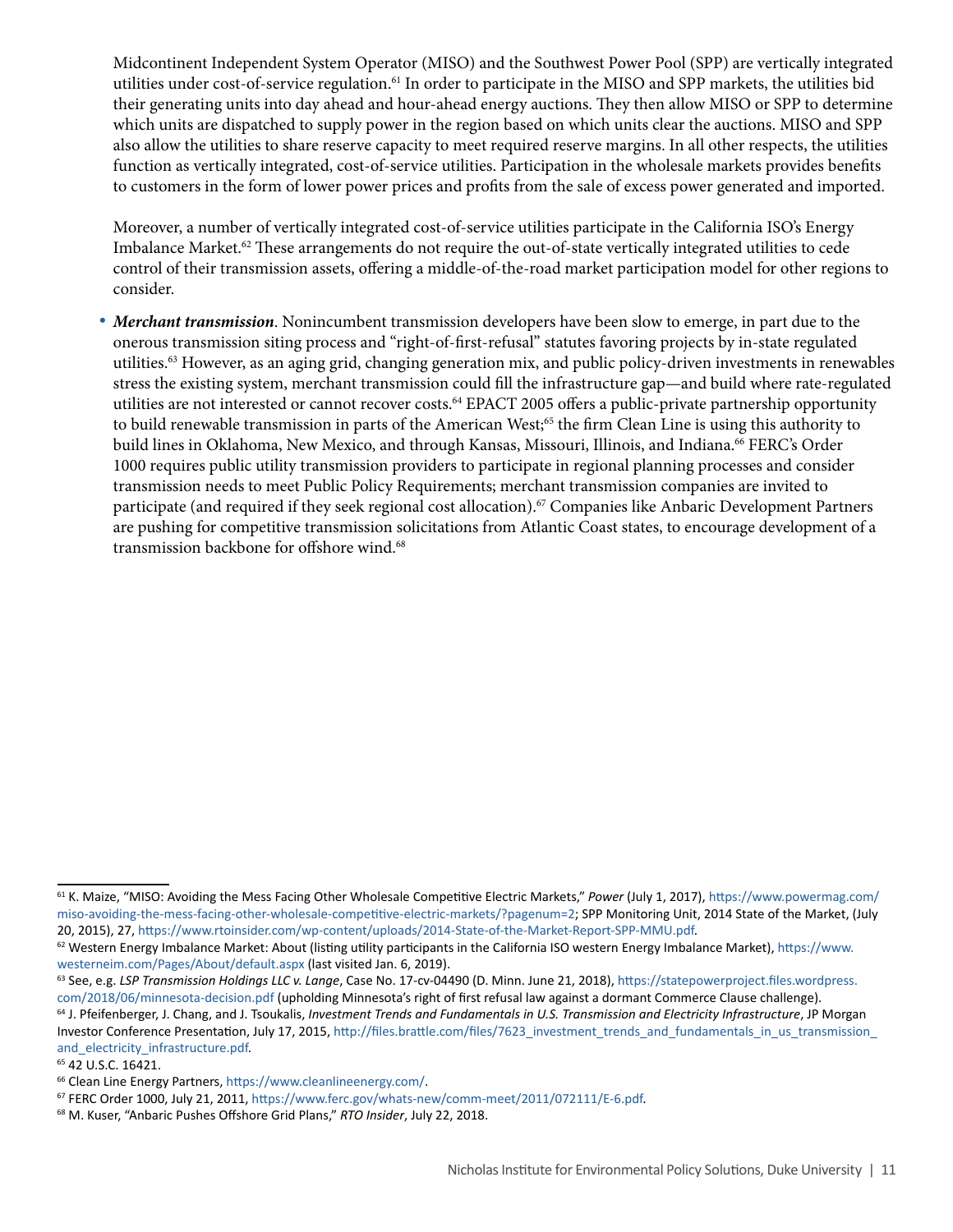Midcontinent Independent System Operator (MISO) and the Southwest Power Pool (SPP) are vertically integrated utilities under cost-of-service regulation.[61] In order to participate in the MISO and SPP markets, the utilities bid their generating units into day ahead and hour-ahead energy auctions. They then allow MISO or SPP to determine which units are dispatched to supply power in the region based on which units clear the auctions. MISO and SPP also allow the utilities to share reserve capacity to meet required reserve margins. In all other respects, the utilities function as vertically integrated, cost-of-service utilities. Participation in the wholesale markets provides benefits to customers in the form of lower power prices and profits from the sale of excess power generated and imported.

Moreover, a number of vertically integrated cost-of-service utilities participate in the California ISO's Energy Imbalance Market.[62] These arrangements do not require the out-of-state vertically integrated utilities to cede control of their transmission assets, offering a middle-of-the-road market participation model for other regions to consider.

- ***Merchant transmission***. Nonincumbent transmission developers have been slow to emerge, in part due to the onerous transmission siting process and "right-of-first-refusal" statutes favoring projects by in-state regulated utilities.[63] However, as an aging grid, changing generation mix, and public policy-driven investments in renewables stress the existing system, merchant transmission could fill the infrastructure gap—and build where rate-regulated utilities are not interested or cannot recover costs.[64] EPACT 2005 offers a public-private partnership opportunity to build renewable transmission in parts of the American West;[65] the firm Clean Line is using this authority to build lines in Oklahoma, New Mexico, and through Kansas, Missouri, Illinois, and Indiana.[66] FERC's Order 1000 requires public utility transmission providers to participate in regional planning processes and consider transmission needs to meet Public Policy Requirements; merchant transmission companies are invited to participate (and required if they seek regional cost allocation).[67] Companies like Anbaric Development Partners are pushing for competitive transmission solicitations from Atlantic Coast states, to encourage development of a transmission backbone for offshore wind.[68]

---

[61] K. Maize, "MISO: Avoiding the Mess Facing Other Wholesale Competitive Electric Markets," *Power* (July 1, 2017), https://www.powermag.com/miso-avoiding-the-mess-facing-other-wholesale-competitive-electric-markets/?pagenum=2; SPP Monitoring Unit, 2014 State of the Market, (July 20, 2015), 27, https://www.rtoinsider.com/wp-content/uploads/2014-State-of-the-Market-Report-SPP-MMU.pdf.

[62] Western Energy Imbalance Market: About (listing utility participants in the California ISO western Energy Imbalance Market), https://www.westerneim.com/Pages/About/default.aspx (last visited Jan. 6, 2019).

[63] See, e.g. *LSP Transmission Holdings LLC v. Lange*, Case No. 17-cv-04490 (D. Minn. June 21, 2018), https://statepowerproject.files.wordpress.com/2018/06/minnesota-decision.pdf (upholding Minnesota's right of first refusal law against a dormant Commerce Clause challenge).

[64] J. Pfeifenberger, J. Chang, and J. Tsoukalis, *Investment Trends and Fundamentals in U.S. Transmission and Electricity Infrastructure*, JP Morgan Investor Conference Presentation, July 17, 2015, http://files.brattle.com/files/7623_investment_trends_and_fundamentals_in_us_transmission_and_electricity_infrastructure.pdf.

[65] 42 U.S.C. 16421.

[66] Clean Line Energy Partners, https://www.cleanlineenergy.com/.

[67] FERC Order 1000, July 21, 2011, https://www.ferc.gov/whats-new/comm-meet/2011/072111/E-6.pdf.

[68] M. Kuser, "Anbaric Pushes Offshore Grid Plans," *RTO Insider*, July 22, 2018.